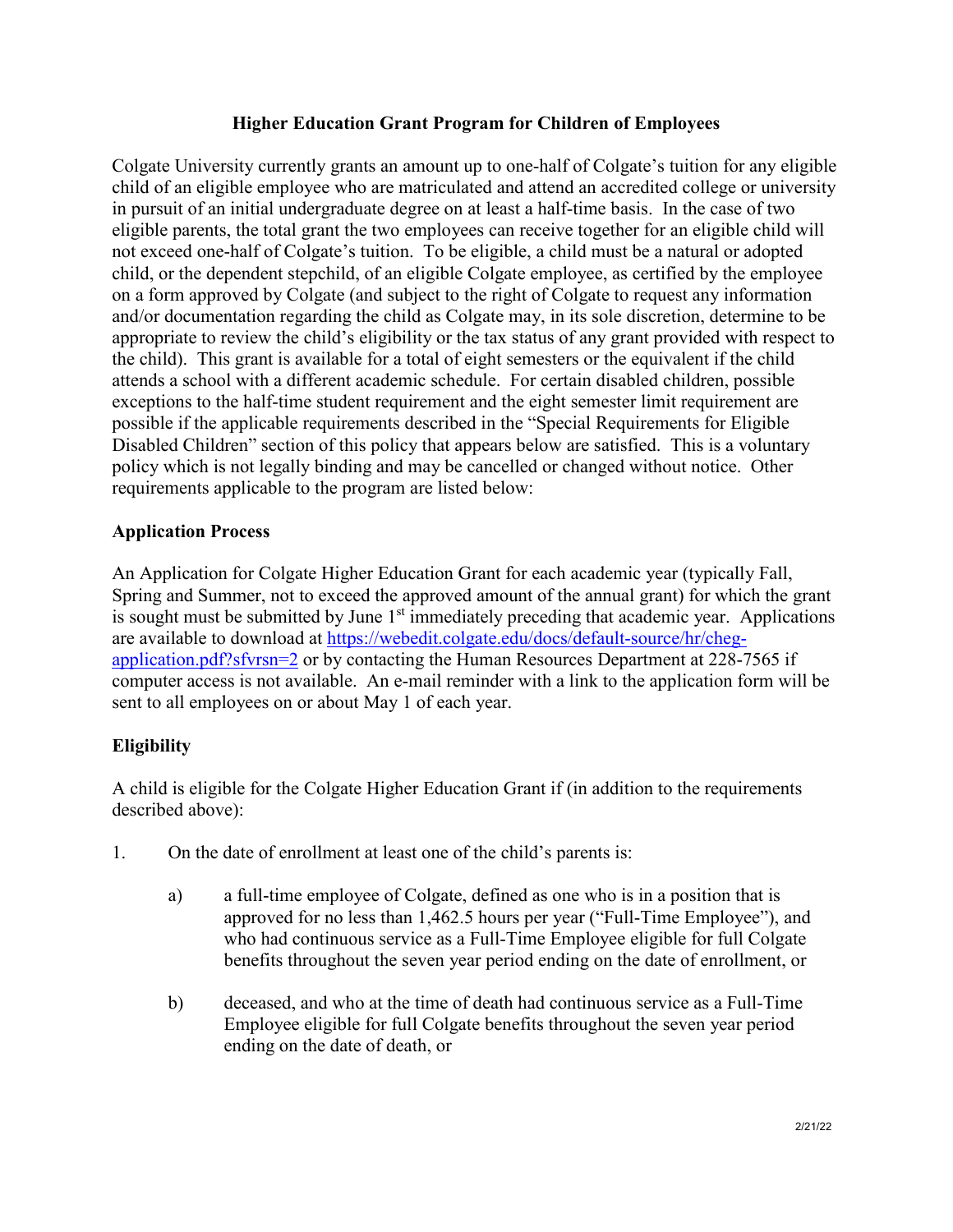## Higher Education Grant Program for Children of Employees

Colgate University currently grants an amount up to one-half of Colgate's tuition for any eligible child of an eligible employee who are matriculated and attend an accredited college or university in pursuit of an initial undergraduate degree on at least a half-time basis. In the case of two eligible parents, the total grant the two employees can receive together for an eligible child will not exceed one-half of Colgate's tuition. To be eligible, a child must be a natural or adopted child, or the dependent stepchild, of an eligible Colgate employee, as certified by the employee on a form approved by Colgate (and subject to the right of Colgate to request any information and/or documentation regarding the child as Colgate may, in its sole discretion, determine to be appropriate to review the child's eligibility or the tax status of any grant provided with respect to the child). This grant is available for a total of eight semesters or the equivalent if the child attends a school with a different academic schedule. For certain disabled children, possible exceptions to the half-time student requirement and the eight semester limit requirement are possible if the applicable requirements described in the "Special Requirements for Eligible Disabled Children" section of this policy that appears below are satisfied. This is a voluntary policy which is not legally binding and may be cancelled or changed without notice. Other requirements applicable to the program are listed below:

### Application Process

An Application for Colgate Higher Education Grant for each academic year (typically Fall, Spring and Summer, not to exceed the approved amount of the annual grant) for which the grant is sought must be submitted by June 1st immediately preceding that academic year. Applications are available to download at https://webedit.colgate.edu/docs/default-source/hr/cheg-application.pdf?sfvrsn=2 or by contacting the Human Resources Department at 228-7565 if computer access is not available. An e-mail reminder with a link to the application form will be sent to all employees on or about May 1 of each year.

### Eligibility

A child is eligible for the Colgate Higher Education Grant if (in addition to the requirements described above):

1. On the date of enrollment at least one of the child's parents is:

   a) a full-time employee of Colgate, defined as one who is in a position that is approved for no less than 1,462.5 hours per year ("Full-Time Employee"), and who had continuous service as a Full-Time Employee eligible for full Colgate benefits throughout the seven year period ending on the date of enrollment, or

   b) deceased, and who at the time of death had continuous service as a Full-Time Employee eligible for full Colgate benefits throughout the seven year period ending on the date of death, or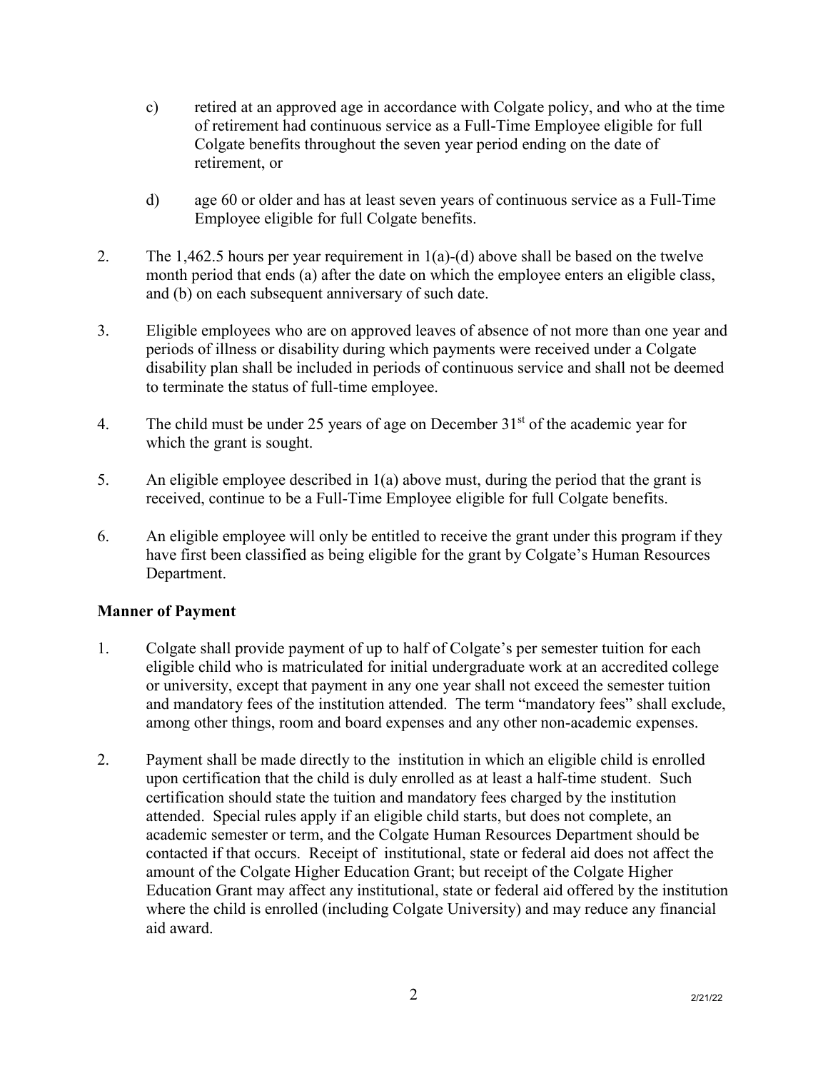c) retired at an approved age in accordance with Colgate policy, and who at the time of retirement had continuous service as a Full-Time Employee eligible for full Colgate benefits throughout the seven year period ending on the date of retirement, or

d) age 60 or older and has at least seven years of continuous service as a Full-Time Employee eligible for full Colgate benefits.

2. The 1,462.5 hours per year requirement in 1(a)-(d) above shall be based on the twelve month period that ends (a) after the date on which the employee enters an eligible class, and (b) on each subsequent anniversary of such date.

3. Eligible employees who are on approved leaves of absence of not more than one year and periods of illness or disability during which payments were received under a Colgate disability plan shall be included in periods of continuous service and shall not be deemed to terminate the status of full-time employee.

4. The child must be under 25 years of age on December 31st of the academic year for which the grant is sought.

5. An eligible employee described in 1(a) above must, during the period that the grant is received, continue to be a Full-Time Employee eligible for full Colgate benefits.

6. An eligible employee will only be entitled to receive the grant under this program if they have first been classified as being eligible for the grant by Colgate's Human Resources Department.

## Manner of Payment

1. Colgate shall provide payment of up to half of Colgate's per semester tuition for each eligible child who is matriculated for initial undergraduate work at an accredited college or university, except that payment in any one year shall not exceed the semester tuition and mandatory fees of the institution attended. The term "mandatory fees" shall exclude, among other things, room and board expenses and any other non-academic expenses.

2. Payment shall be made directly to the institution in which an eligible child is enrolled upon certification that the child is duly enrolled as at least a half-time student. Such certification should state the tuition and mandatory fees charged by the institution attended. Special rules apply if an eligible child starts, but does not complete, an academic semester or term, and the Colgate Human Resources Department should be contacted if that occurs. Receipt of institutional, state or federal aid does not affect the amount of the Colgate Higher Education Grant; but receipt of the Colgate Higher Education Grant may affect any institutional, state or federal aid offered by the institution where the child is enrolled (including Colgate University) and may reduce any financial aid award.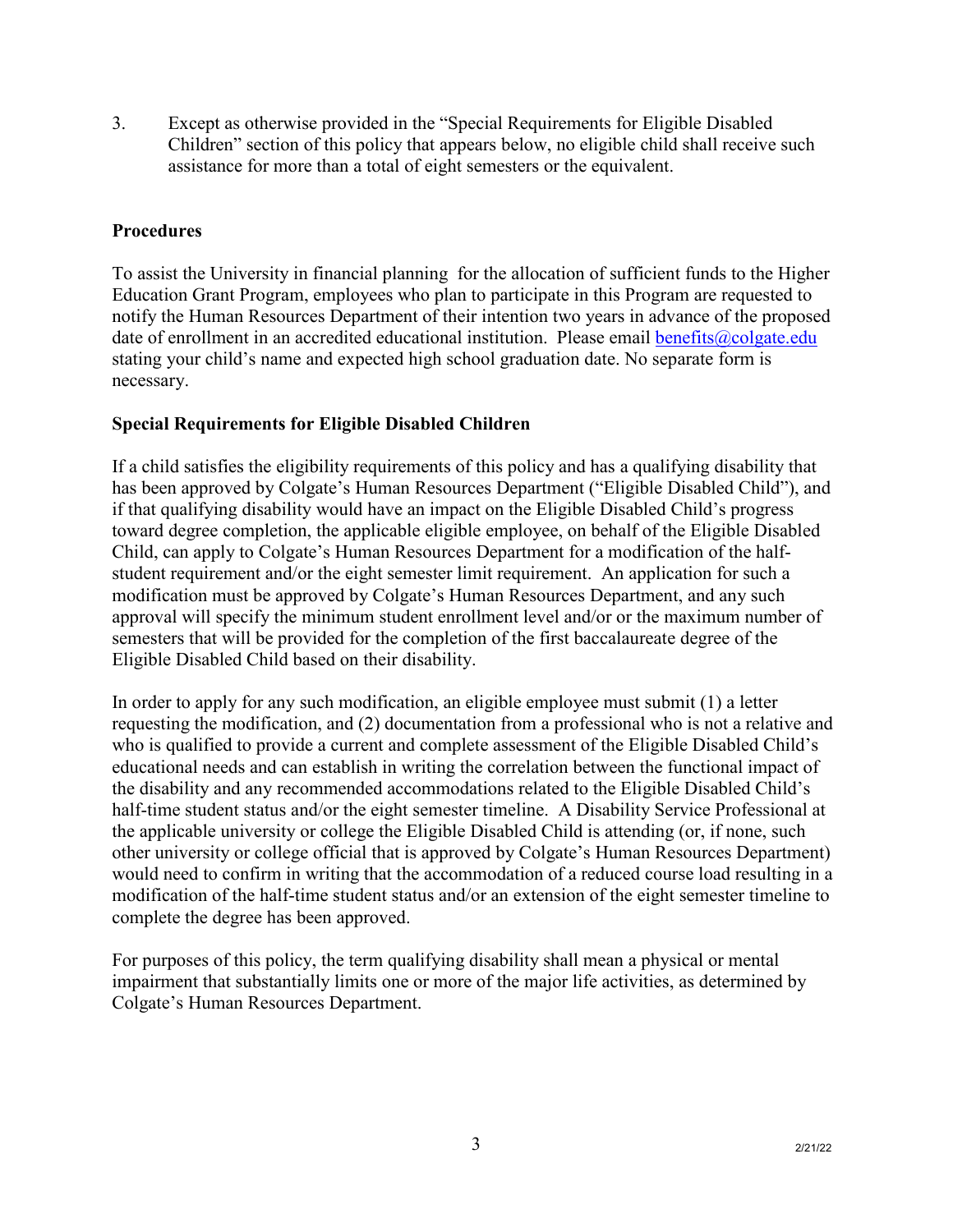3. Except as otherwise provided in the "Special Requirements for Eligible Disabled Children" section of this policy that appears below, no eligible child shall receive such assistance for more than a total of eight semesters or the equivalent.

**Procedures**

To assist the University in financial planning for the allocation of sufficient funds to the Higher Education Grant Program, employees who plan to participate in this Program are requested to notify the Human Resources Department of their intention two years in advance of the proposed date of enrollment in an accredited educational institution. Please email benefits@colgate.edu stating your child's name and expected high school graduation date. No separate form is necessary.

**Special Requirements for Eligible Disabled Children**

If a child satisfies the eligibility requirements of this policy and has a qualifying disability that has been approved by Colgate's Human Resources Department ("Eligible Disabled Child"), and if that qualifying disability would have an impact on the Eligible Disabled Child's progress toward degree completion, the applicable eligible employee, on behalf of the Eligible Disabled Child, can apply to Colgate's Human Resources Department for a modification of the half-student requirement and/or the eight semester limit requirement. An application for such a modification must be approved by Colgate's Human Resources Department, and any such approval will specify the minimum student enrollment level and/or or the maximum number of semesters that will be provided for the completion of the first baccalaureate degree of the Eligible Disabled Child based on their disability.

In order to apply for any such modification, an eligible employee must submit (1) a letter requesting the modification, and (2) documentation from a professional who is not a relative and who is qualified to provide a current and complete assessment of the Eligible Disabled Child's educational needs and can establish in writing the correlation between the functional impact of the disability and any recommended accommodations related to the Eligible Disabled Child's half-time student status and/or the eight semester timeline. A Disability Service Professional at the applicable university or college the Eligible Disabled Child is attending (or, if none, such other university or college official that is approved by Colgate's Human Resources Department) would need to confirm in writing that the accommodation of a reduced course load resulting in a modification of the half-time student status and/or an extension of the eight semester timeline to complete the degree has been approved.

For purposes of this policy, the term qualifying disability shall mean a physical or mental impairment that substantially limits one or more of the major life activities, as determined by Colgate's Human Resources Department.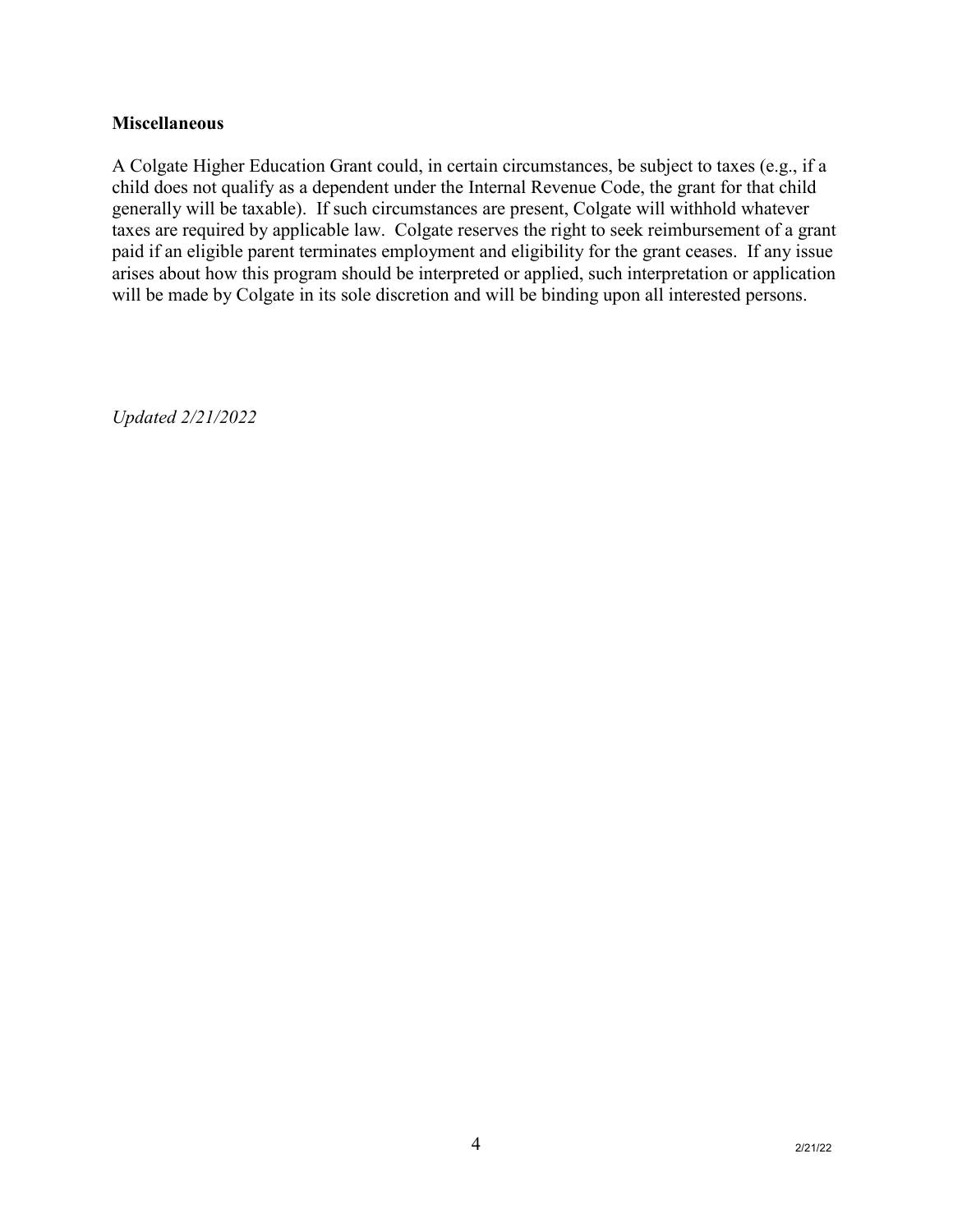**Miscellaneous**

A Colgate Higher Education Grant could, in certain circumstances, be subject to taxes (e.g., if a child does not qualify as a dependent under the Internal Revenue Code, the grant for that child generally will be taxable). If such circumstances are present, Colgate will withhold whatever taxes are required by applicable law. Colgate reserves the right to seek reimbursement of a grant paid if an eligible parent terminates employment and eligibility for the grant ceases. If any issue arises about how this program should be interpreted or applied, such interpretation or application will be made by Colgate in its sole discretion and will be binding upon all interested persons.

*Updated 2/21/2022*